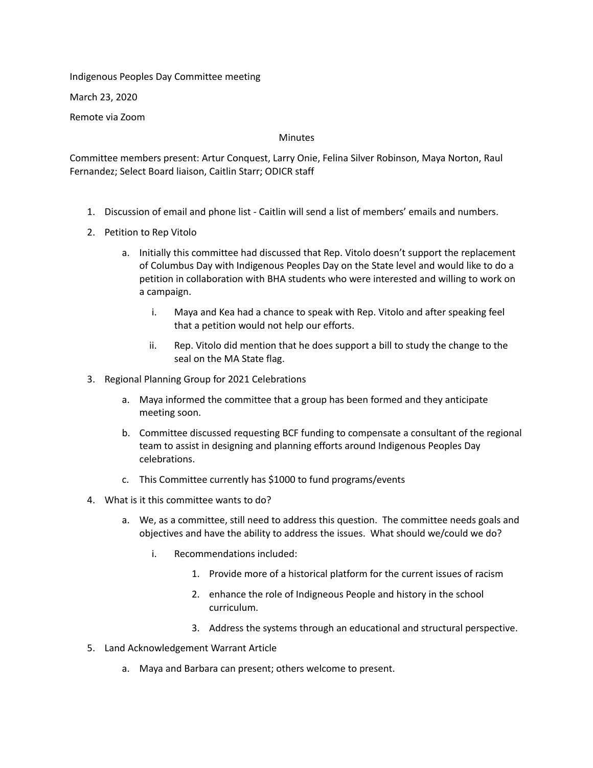Indigenous Peoples Day Committee meeting

March 23, 2020

Remote via Zoom

Minutes

Committee members present: Artur Conquest, Larry Onie, Felina Silver Robinson, Maya Norton, Raul Fernandez; Select Board liaison, Caitlin Starr; ODICR staff

1. Discussion of email and phone list - Caitlin will send a list of members' emails and numbers.
2. Petition to Rep Vitolo
   a. Initially this committee had discussed that Rep. Vitolo doesn't support the replacement of Columbus Day with Indigenous Peoples Day on the State level and would like to do a petition in collaboration with BHA students who were interested and willing to work on a campaign.
      i. Maya and Kea had a chance to speak with Rep. Vitolo and after speaking feel that a petition would not help our efforts.
      ii. Rep. Vitolo did mention that he does support a bill to study the change to the seal on the MA State flag.
3. Regional Planning Group for 2021 Celebrations
   a. Maya informed the committee that a group has been formed and they anticipate meeting soon.
   b. Committee discussed requesting BCF funding to compensate a consultant of the regional team to assist in designing and planning efforts around Indigenous Peoples Day celebrations.
   c. This Committee currently has $1000 to fund programs/events
4. What is it this committee wants to do?
   a. We, as a committee, still need to address this question. The committee needs goals and objectives and have the ability to address the issues. What should we/could we do?
      i. Recommendations included:
         1. Provide more of a historical platform for the current issues of racism
         2. enhance the role of Indigneous People and history in the school curriculum.
         3. Address the systems through an educational and structural perspective.
5. Land Acknowledgement Warrant Article
   a. Maya and Barbara can present; others welcome to present.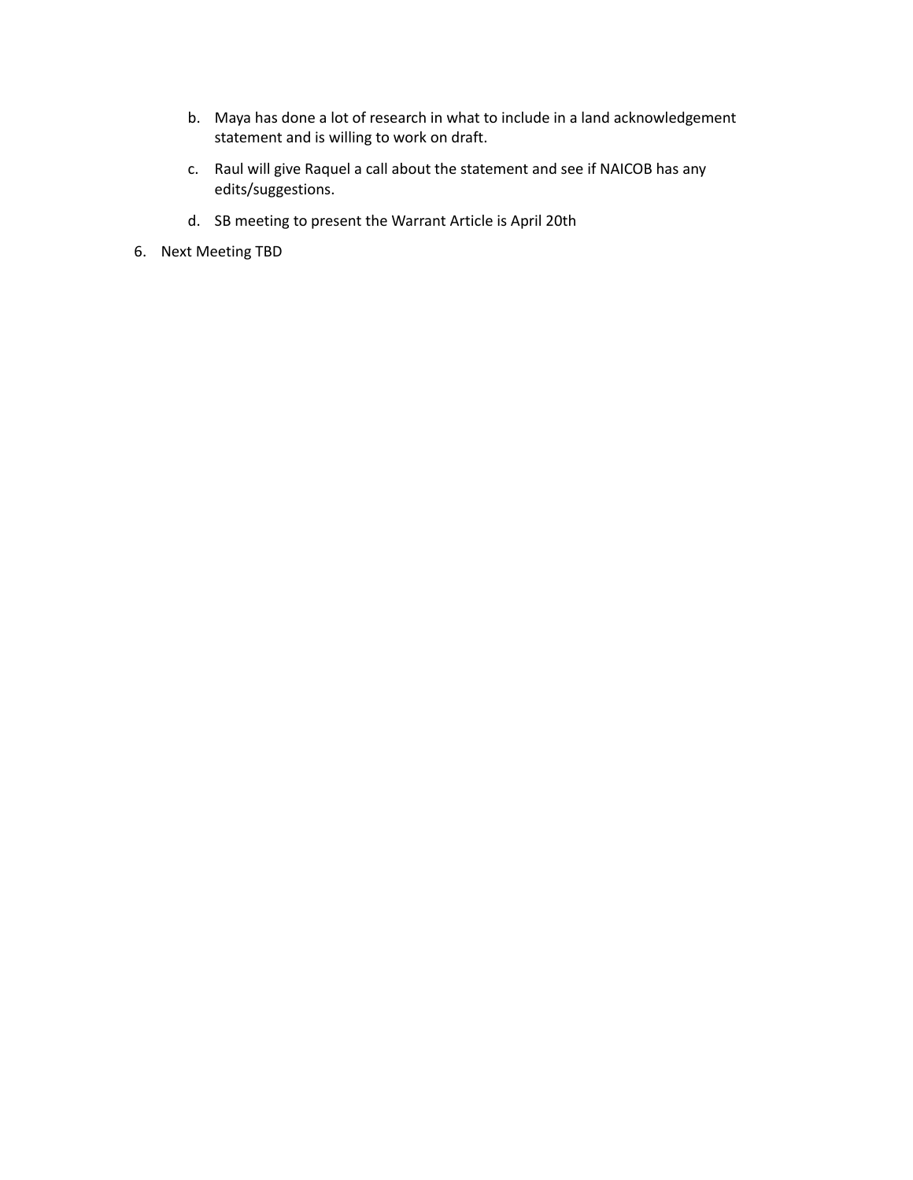b. Maya has done a lot of research in what to include in a land acknowledgement statement and is willing to work on draft.
   c. Raul will give Raquel a call about the statement and see if NAICOB has any edits/suggestions.
   d. SB meeting to present the Warrant Article is April 20th

6. Next Meeting TBD